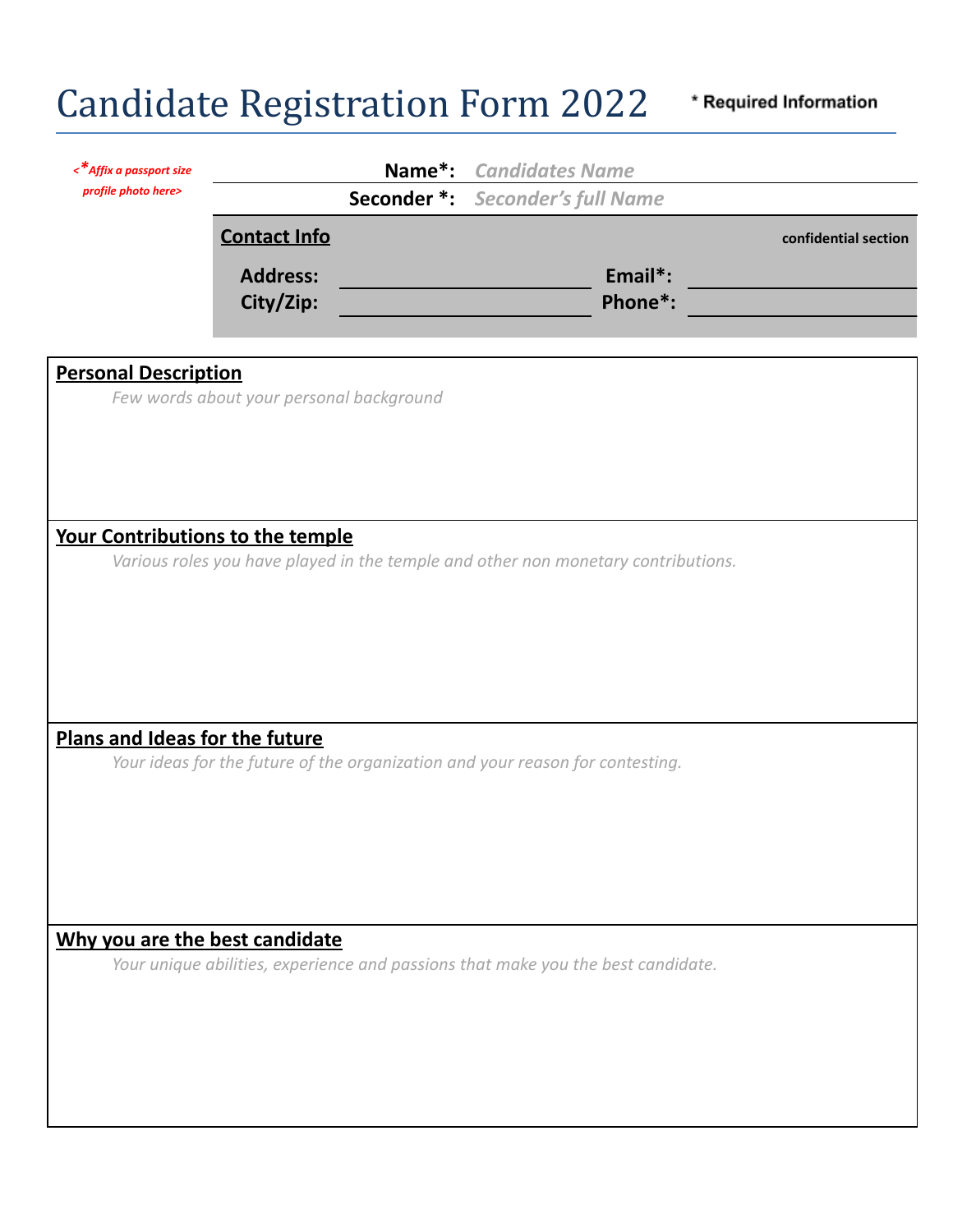# Candidate Registration Form 2022

\* Required Information

*<\*Affix a passport size profile photo here>*

**Name\*:** *Candidates Name*

**Seconder \*:** *Seconder's full Name*

**Contact Info** — confidential section

| | | | |
|---|---|---|---|
| **Address:** | | **Email\*:** | |
| **City/Zip:** | | **Phone\*:** | |

## Personal Description

*Few words about your personal background*

## Your Contributions to the temple

*Various roles you have played in the temple and other non monetary contributions.*

## Plans and Ideas for the future

*Your ideas for the future of the organization and your reason for contesting.*

## Why you are the best candidate

*Your unique abilities, experience and passions that make you the best candidate.*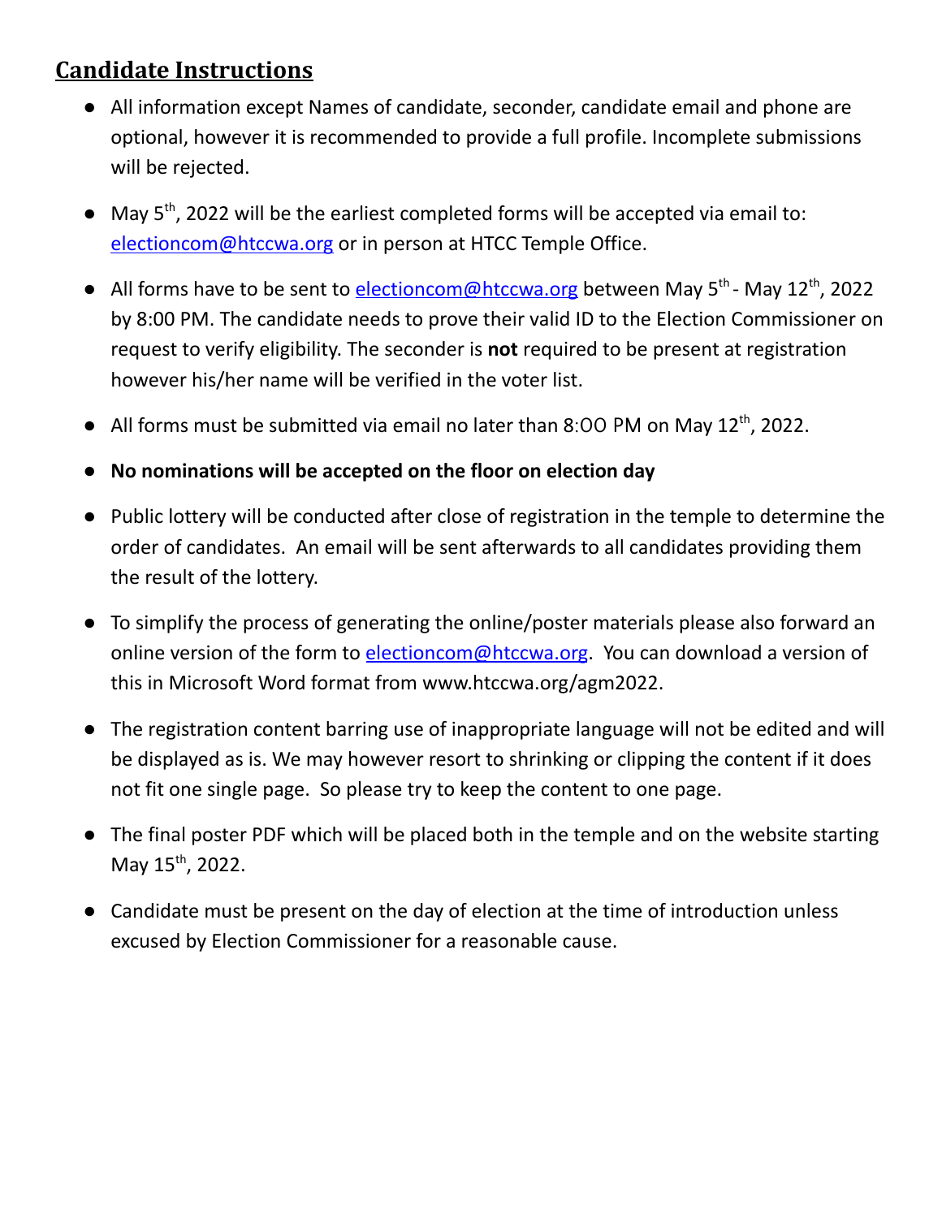## Candidate Instructions

- All information except Names of candidate, seconder, candidate email and phone are optional, however it is recommended to provide a full profile. Incomplete submissions will be rejected.
- May 5th, 2022 will be the earliest completed forms will be accepted via email to: electioncom@htccwa.org or in person at HTCC Temple Office.
- All forms have to be sent to electioncom@htccwa.org between May 5th - May 12th, 2022 by 8:00 PM. The candidate needs to prove their valid ID to the Election Commissioner on request to verify eligibility. The seconder is **not** required to be present at registration however his/her name will be verified in the voter list.
- All forms must be submitted via email no later than 8:OO PM on May 12th, 2022.
- **No nominations will be accepted on the floor on election day**
- Public lottery will be conducted after close of registration in the temple to determine the order of candidates. An email will be sent afterwards to all candidates providing them the result of the lottery.
- To simplify the process of generating the online/poster materials please also forward an online version of the form to electioncom@htccwa.org. You can download a version of this in Microsoft Word format from www.htccwa.org/agm2022.
- The registration content barring use of inappropriate language will not be edited and will be displayed as is. We may however resort to shrinking or clipping the content if it does not fit one single page. So please try to keep the content to one page.
- The final poster PDF which will be placed both in the temple and on the website starting May 15th, 2022.
- Candidate must be present on the day of election at the time of introduction unless excused by Election Commissioner for a reasonable cause.